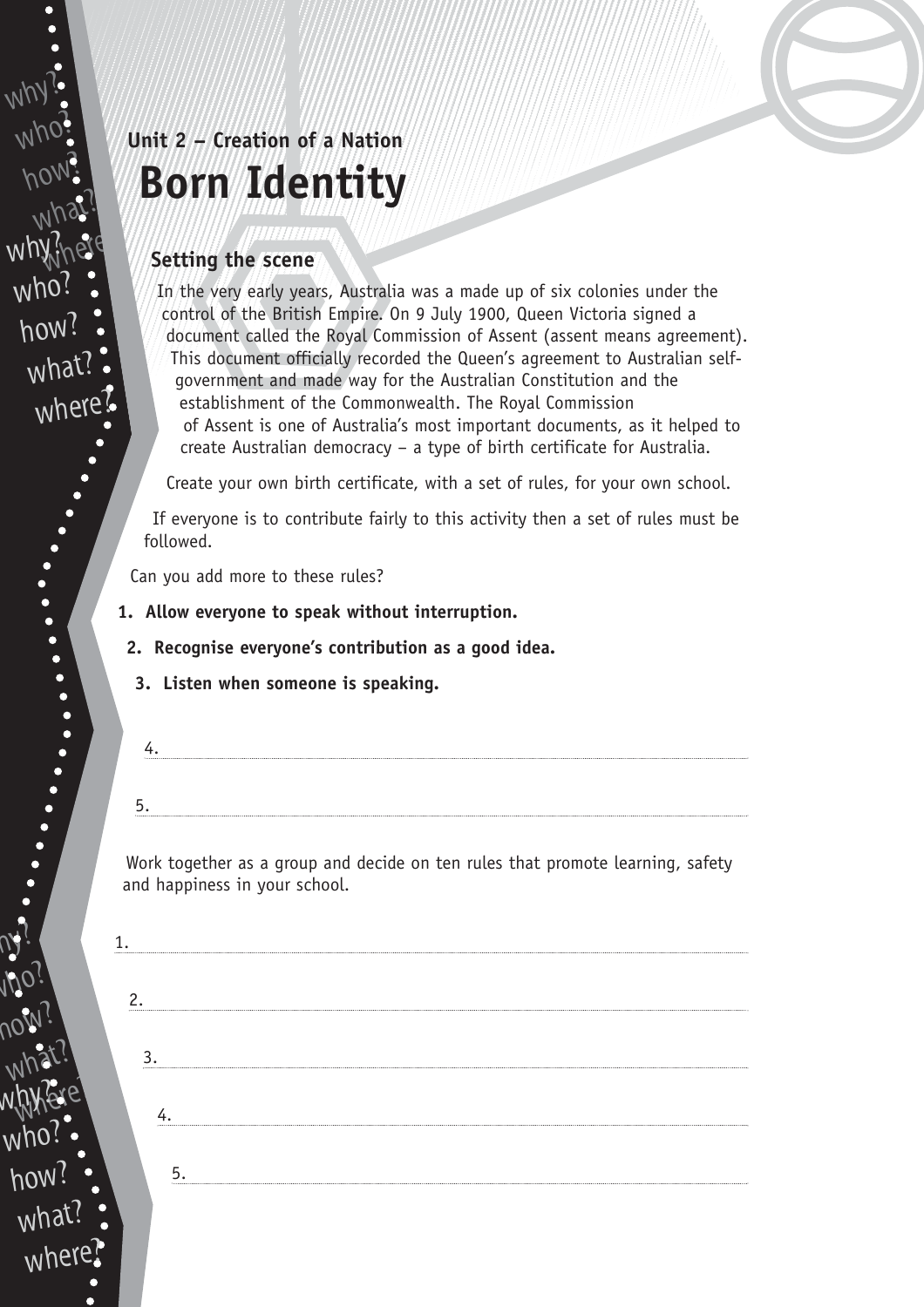Unit 2 – Creation of a Nation

# Born Identity

## Setting the scene

In the very early years, Australia was a made up of six colonies under the control of the British Empire. On 9 July 1900, Queen Victoria signed a document called the Royal Commission of Assent (assent means agreement). This document officially recorded the Queen's agreement to Australian self-government and made way for the Australian Constitution and the establishment of the Commonwealth. The Royal Commission of Assent is one of Australia's most important documents, as it helped to create Australian democracy – a type of birth certificate for Australia.

Create your own birth certificate, with a set of rules, for your own school.

If everyone is to contribute fairly to this activity then a set of rules must be followed.

Can you add more to these rules?

1. **Allow everyone to speak without interruption.**
2. **Recognise everyone's contribution as a good idea.**
3. **Listen when someone is speaking.**
4. 
5. 

Work together as a group and decide on ten rules that promote learning, safety and happiness in your school.

1. 
2. 
3. 
4. 
5.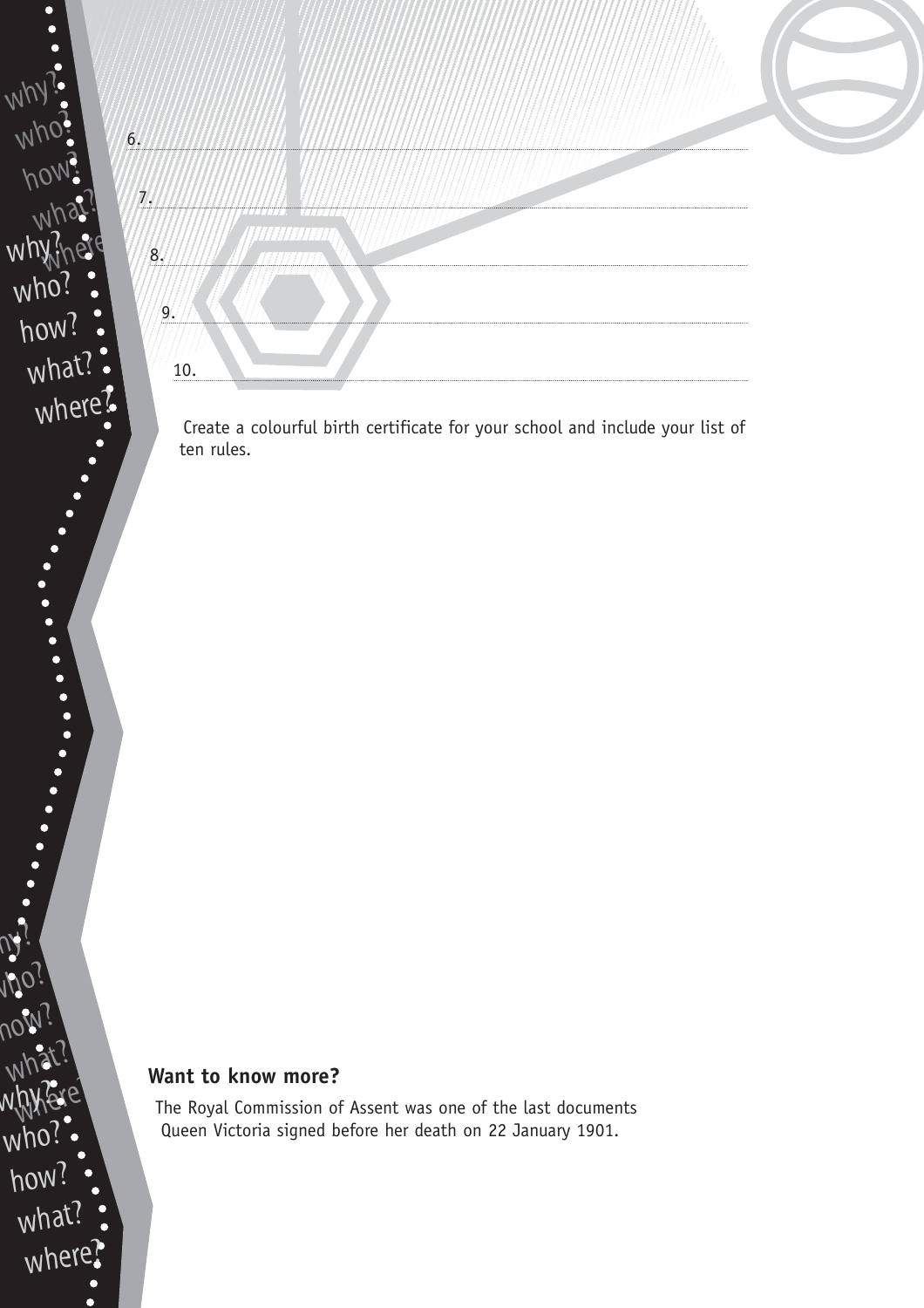6.

7.

8.

9.

10.

Create a colourful birth certificate for your school and include your list of ten rules.

**Want to know more?**

The Royal Commission of Assent was one of the last documents Queen Victoria signed before her death on 22 January 1901.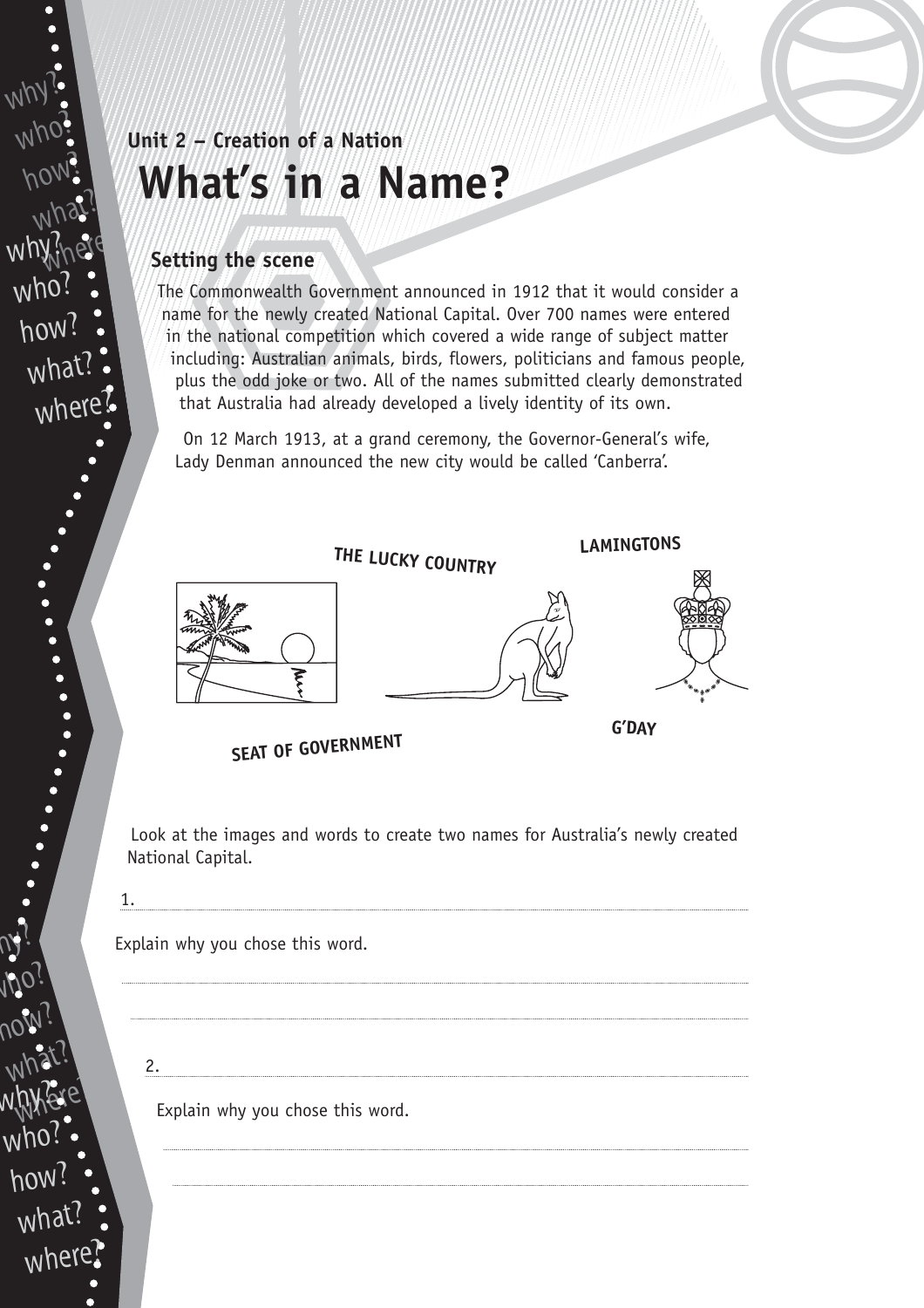Unit 2 – Creation of a Nation

# What's in a Name?

## Setting the scene

The Commonwealth Government announced in 1912 that it would consider a name for the newly created National Capital. Over 700 names were entered in the national competition which covered a wide range of subject matter including: Australian animals, birds, flowers, politicians and famous people, plus the odd joke or two. All of the names submitted clearly demonstrated that Australia had already developed a lively identity of its own.

On 12 March 1913, at a grand ceremony, the Governor-General's wife, Lady Denman announced the new city would be called 'Canberra'.

**THE LUCKY COUNTRY**

**LAMINGTONS**

**SEAT OF GOVERNMENT**

**G'DAY**

Look at the images and words to create two names for Australia's newly created National Capital.

1. ______________________________

Explain why you chose this word.

______________________________

______________________________

2. ______________________________

Explain why you chose this word.

______________________________

______________________________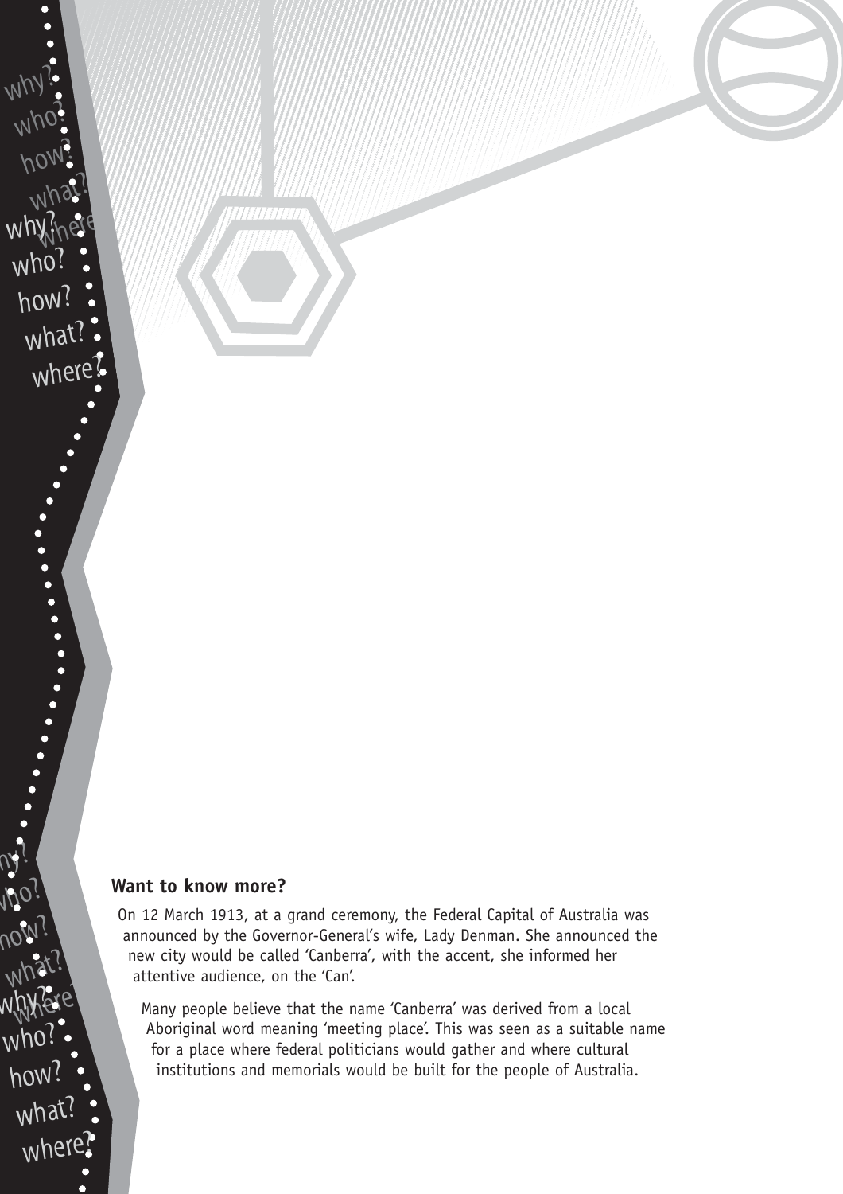## Want to know more?

On 12 March 1913, at a grand ceremony, the Federal Capital of Australia was announced by the Governor-General's wife, Lady Denman. She announced the new city would be called 'Canberra', with the accent, she informed her attentive audience, on the 'Can'.

Many people believe that the name 'Canberra' was derived from a local Aboriginal word meaning 'meeting place'. This was seen as a suitable name for a place where federal politicians would gather and where cultural institutions and memorials would be built for the people of Australia.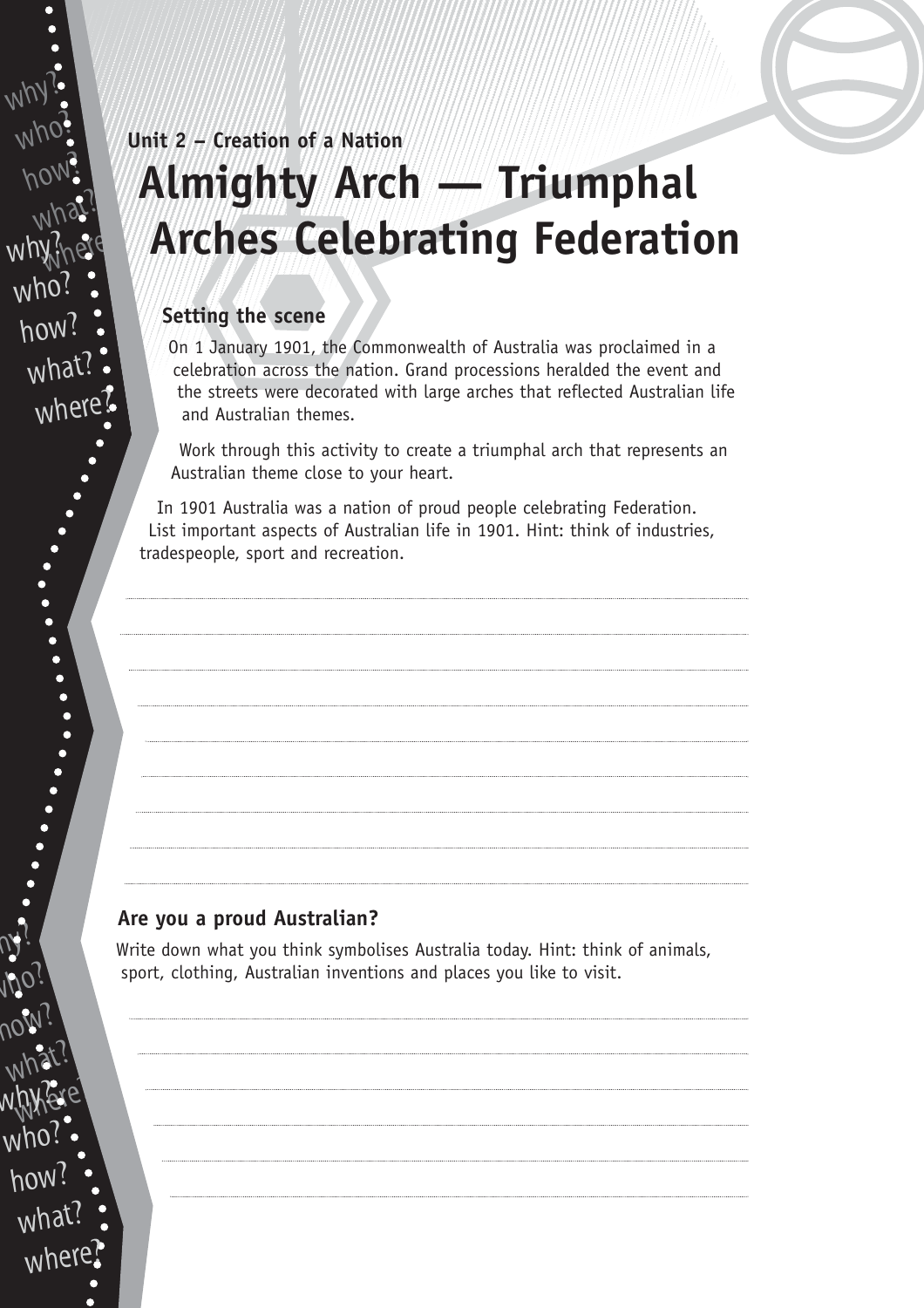Unit 2 – Creation of a Nation

# Almighty Arch — Triumphal Arches Celebrating Federation

## Setting the scene

On 1 January 1901, the Commonwealth of Australia was proclaimed in a celebration across the nation. Grand processions heralded the event and the streets were decorated with large arches that reflected Australian life and Australian themes.

Work through this activity to create a triumphal arch that represents an Australian theme close to your heart.

In 1901 Australia was a nation of proud people celebrating Federation. List important aspects of Australian life in 1901. Hint: think of industries, tradespeople, sport and recreation.

## Are you a proud Australian?

Write down what you think symbolises Australia today. Hint: think of animals, sport, clothing, Australian inventions and places you like to visit.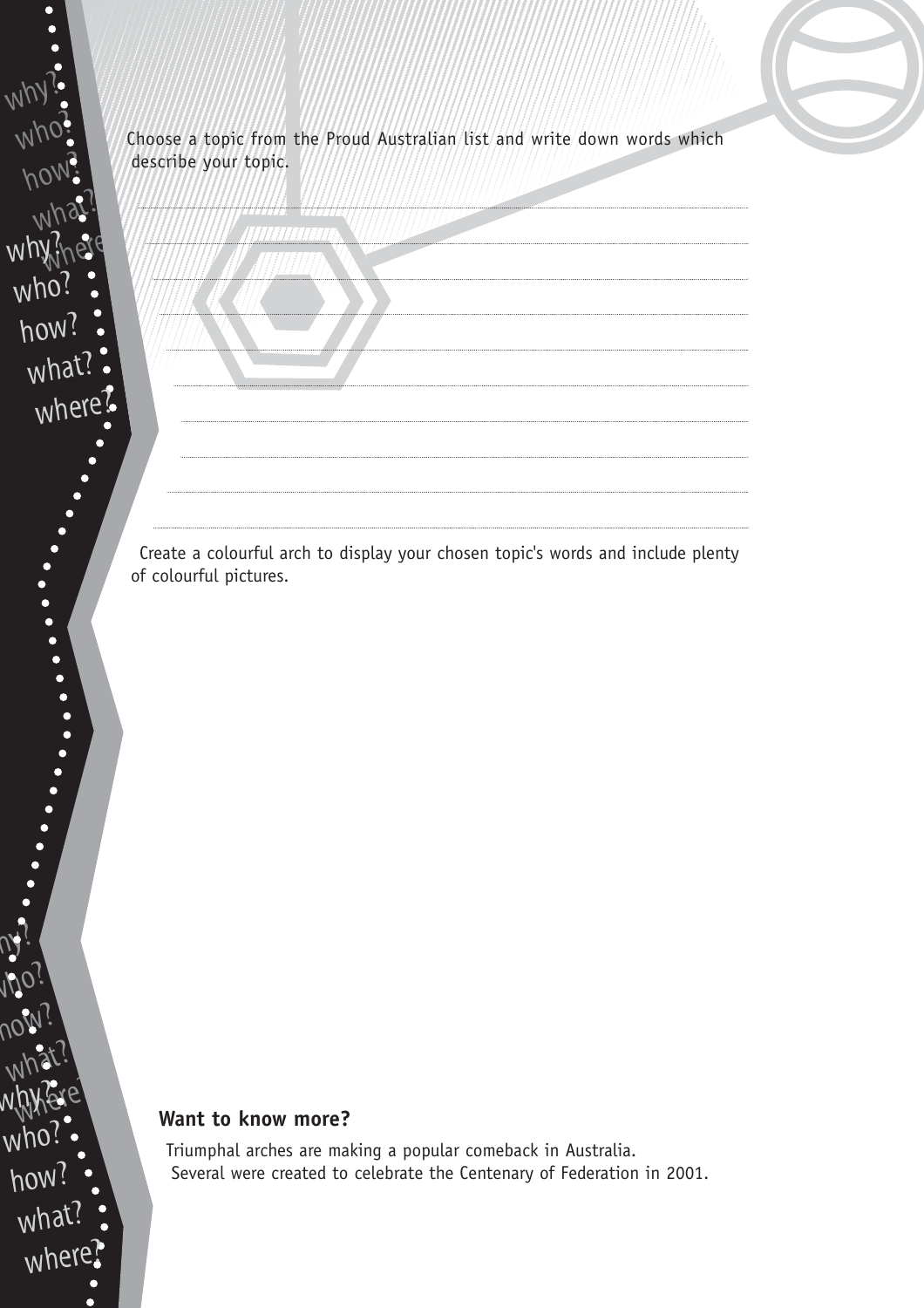Choose a topic from the Proud Australian list and write down words which describe your topic.

Create a colourful arch to display your chosen topic's words and include plenty of colourful pictures.

**Want to know more?**

Triumphal arches are making a popular comeback in Australia. Several were created to celebrate the Centenary of Federation in 2001.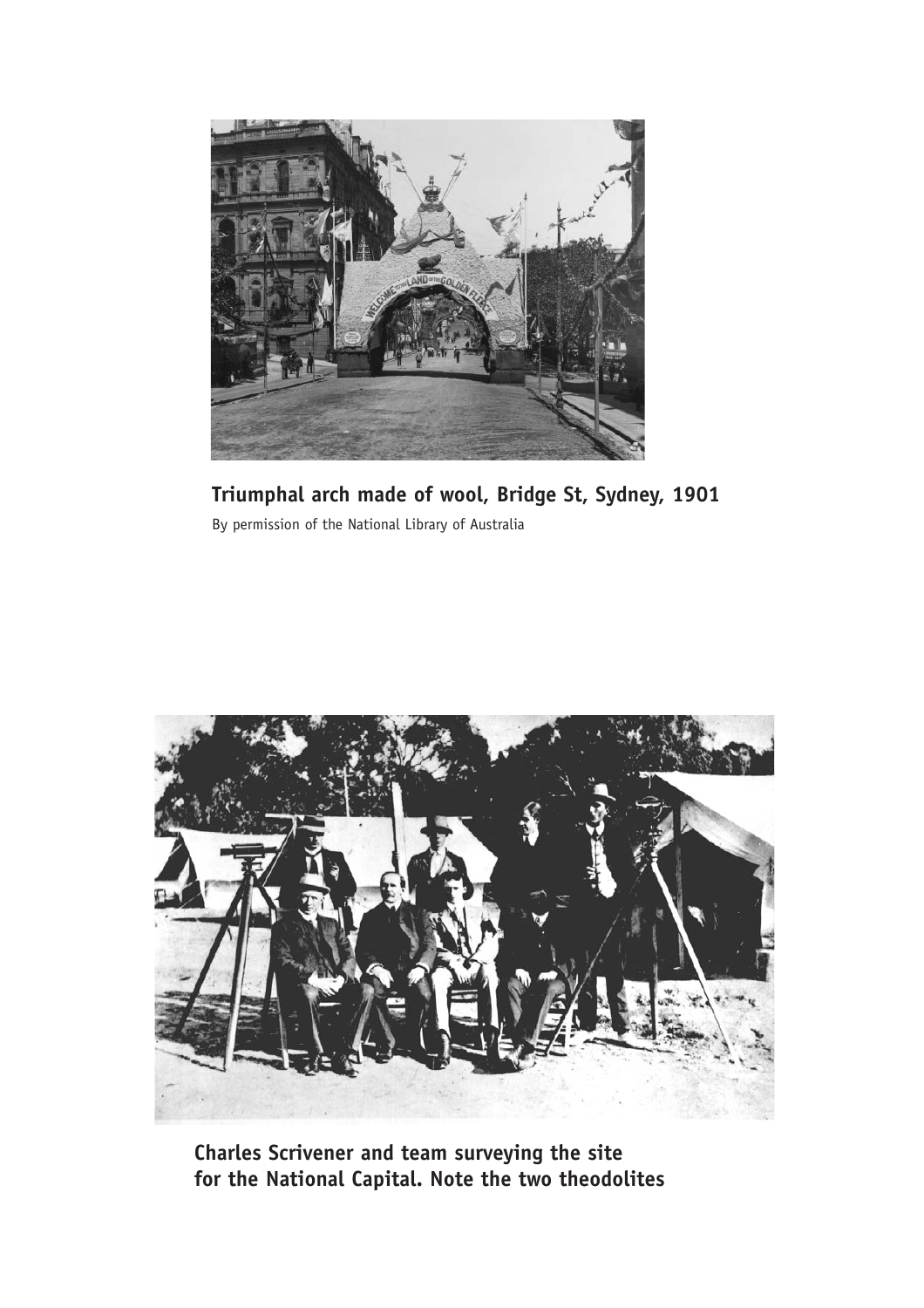**Triumphal arch made of wool, Bridge St, Sydney, 1901**

By permission of the National Library of Australia

**Charles Scrivener and team surveying the site for the National Capital. Note the two theodolites**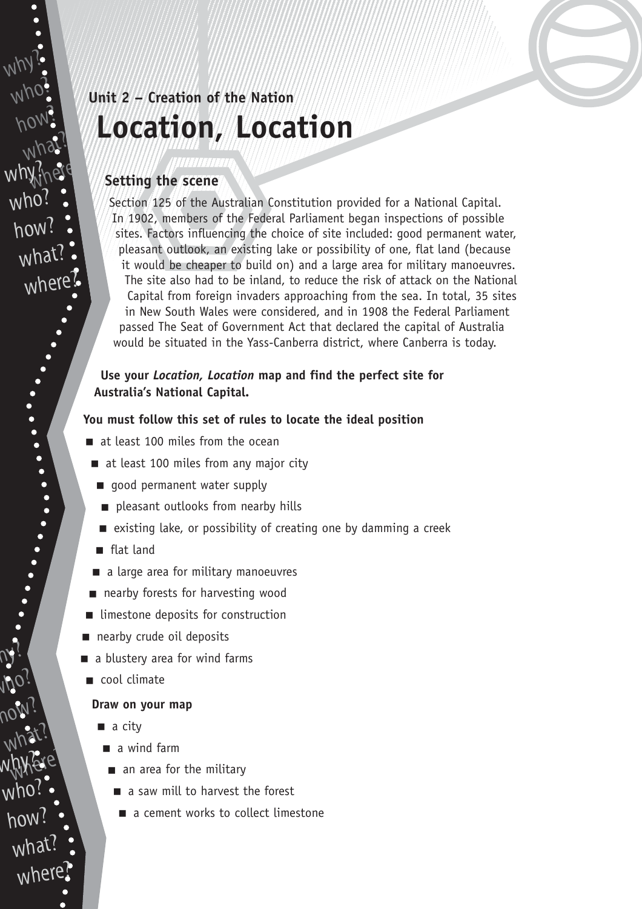Unit 2 – Creation of the Nation

# Location, Location

## Setting the scene

Section 125 of the Australian Constitution provided for a National Capital. In 1902, members of the Federal Parliament began inspections of possible sites. Factors influencing the choice of site included: good permanent water, pleasant outlook, an existing lake or possibility of one, flat land (because it would be cheaper to build on) and a large area for military manoeuvres. The site also had to be inland, to reduce the risk of attack on the National Capital from foreign invaders approaching from the sea. In total, 35 sites in New South Wales were considered, and in 1908 the Federal Parliament passed The Seat of Government Act that declared the capital of Australia would be situated in the Yass-Canberra district, where Canberra is today.

**Use your *Location, Location* map and find the perfect site for Australia's National Capital.**

**You must follow this set of rules to locate the ideal position**

- at least 100 miles from the ocean
- at least 100 miles from any major city
- good permanent water supply
- pleasant outlooks from nearby hills
- existing lake, or possibility of creating one by damming a creek
- flat land
- a large area for military manoeuvres
- nearby forests for harvesting wood
- limestone deposits for construction
- nearby crude oil deposits
- a blustery area for wind farms
- cool climate

**Draw on your map**

- a city
- a wind farm
- an area for the military
- a saw mill to harvest the forest
- a cement works to collect limestone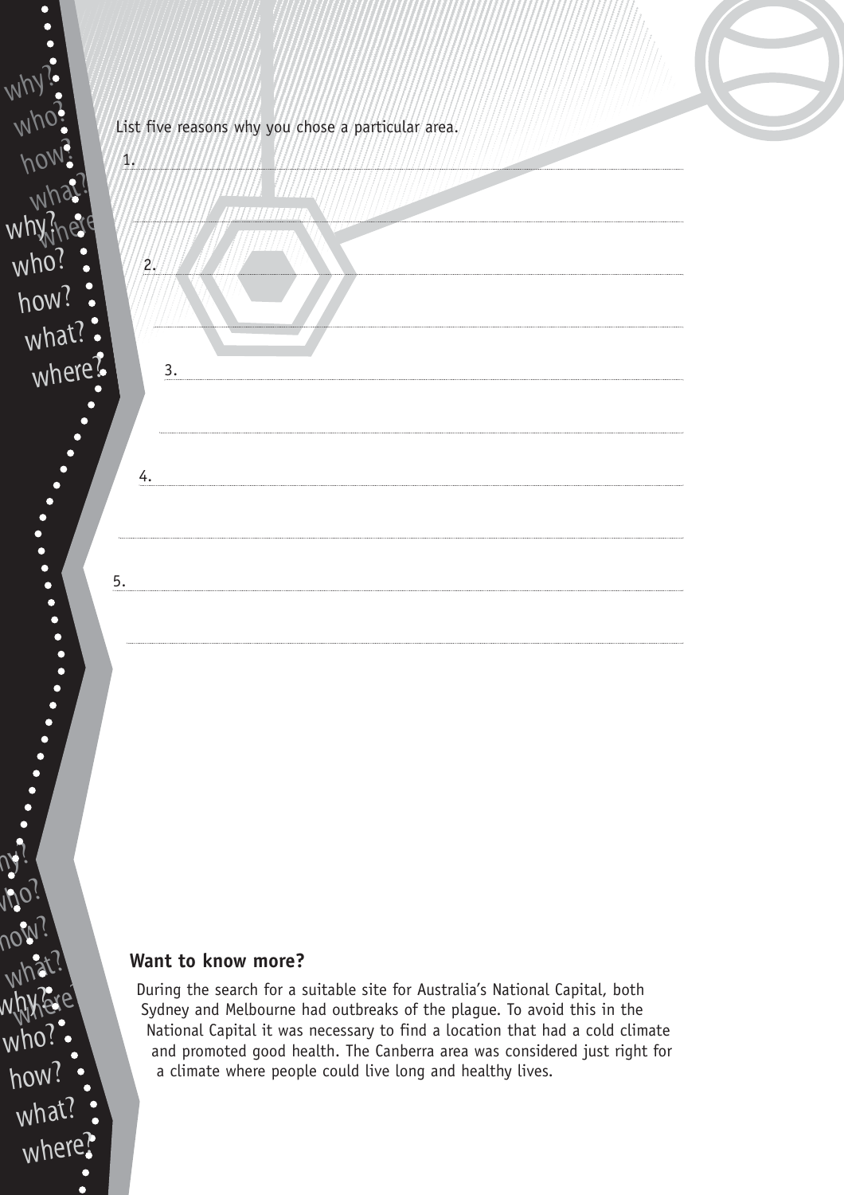List five reasons why you chose a particular area.

1.

2.

3.

4.

5.

### Want to know more?

During the search for a suitable site for Australia's National Capital, both Sydney and Melbourne had outbreaks of the plague. To avoid this in the National Capital it was necessary to find a location that had a cold climate and promoted good health. The Canberra area was considered just right for a climate where people could live long and healthy lives.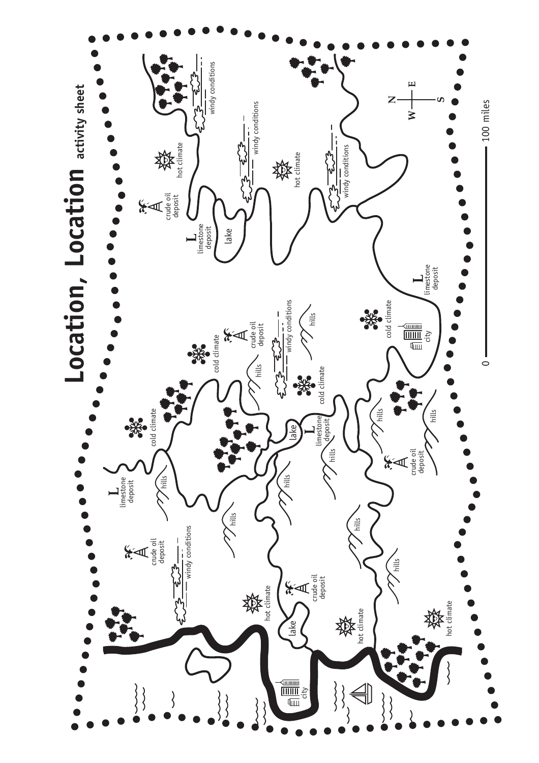# Location, Location activity sheet

crude oil deposit

windy conditions

limestone deposit

hills

cold climate

hot climate

lake

city

crude oil deposit

hills

hot climate

hot climate

lake

city

hills

hills

hills

hills

limestone deposit

lake

cold climate

crude oil deposit

windy conditions

hills

cold climate

hills

hills

crude oil deposit

cold climate

city

limestone deposit

lake

limestone deposit

crude oil deposit

hot climate

windy conditions

windy conditions

hot climate

windy conditions

N

W

E

S

0

100 miles